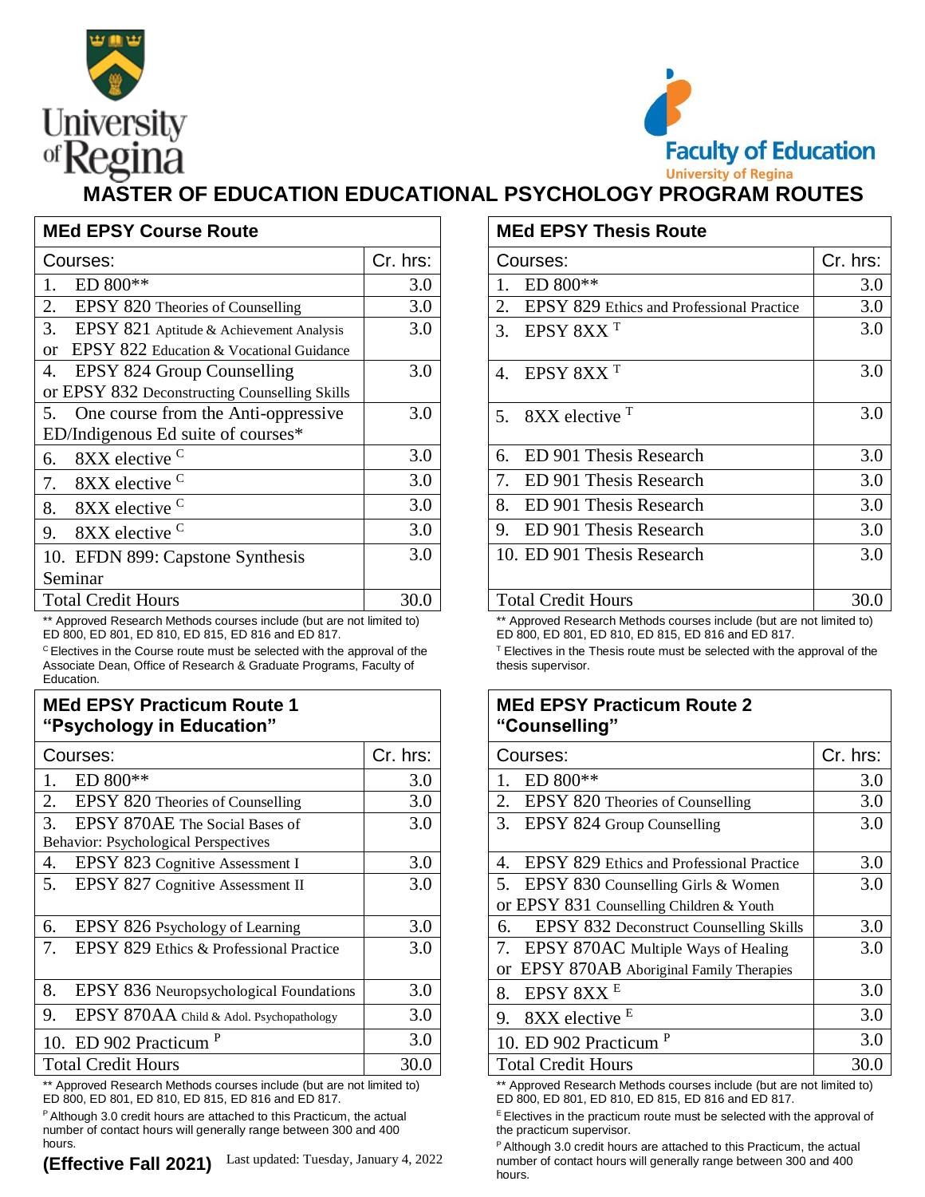University of Regina

Faculty of Education
University of Regina

# MASTER OF EDUCATION EDUCATIONAL PSYCHOLOGY PROGRAM ROUTES

## MEd EPSY Course Route

| Courses: | Cr. hrs: |
|---|---|
| 1. ED 800** | 3.0 |
| 2. EPSY 820 Theories of Counselling | 3.0 |
| 3. EPSY 821 Aptitude & Achievement Analysis or EPSY 822 Education & Vocational Guidance | 3.0 |
| 4. EPSY 824 Group Counselling or EPSY 832 Deconstructing Counselling Skills | 3.0 |
| 5. One course from the Anti-oppressive ED/Indigenous Ed suite of courses* | 3.0 |
| 6. 8XX elective [C] | 3.0 |
| 7. 8XX elective [C] | 3.0 |
| 8. 8XX elective [C] | 3.0 |
| 9. 8XX elective [C] | 3.0 |
| 10. EFDN 899: Capstone Synthesis Seminar | 3.0 |
| Total Credit Hours | 30.0 |

** Approved Research Methods courses include (but are not limited to) ED 800, ED 801, ED 810, ED 815, ED 816 and ED 817.

[C] Electives in the Course route must be selected with the approval of the Associate Dean, Office of Research & Graduate Programs, Faculty of Education.

## MEd EPSY Thesis Route

| Courses: | Cr. hrs: |
|---|---|
| 1. ED 800** | 3.0 |
| 2. EPSY 829 Ethics and Professional Practice | 3.0 |
| 3. EPSY 8XX [T] | 3.0 |
| 4. EPSY 8XX [T] | 3.0 |
| 5. 8XX elective [T] | 3.0 |
| 6. ED 901 Thesis Research | 3.0 |
| 7. ED 901 Thesis Research | 3.0 |
| 8. ED 901 Thesis Research | 3.0 |
| 9. ED 901 Thesis Research | 3.0 |
| 10. ED 901 Thesis Research | 3.0 |
| Total Credit Hours | 30.0 |

** Approved Research Methods courses include (but are not limited to) ED 800, ED 801, ED 810, ED 815, ED 816 and ED 817.

[T] Electives in the Thesis route must be selected with the approval of the thesis supervisor.

## MEd EPSY Practicum Route 1 "Psychology in Education"

| Courses: | Cr. hrs: |
|---|---|
| 1. ED 800** | 3.0 |
| 2. EPSY 820 Theories of Counselling | 3.0 |
| 3. EPSY 870AE The Social Bases of Behavior: Psychological Perspectives | 3.0 |
| 4. EPSY 823 Cognitive Assessment I | 3.0 |
| 5. EPSY 827 Cognitive Assessment II | 3.0 |
| 6. EPSY 826 Psychology of Learning | 3.0 |
| 7. EPSY 829 Ethics & Professional Practice | 3.0 |
| 8. EPSY 836 Neuropsychological Foundations | 3.0 |
| 9. EPSY 870AA Child & Adol. Psychopathology | 3.0 |
| 10. ED 902 Practicum [P] | 3.0 |
| Total Credit Hours | 30.0 |

** Approved Research Methods courses include (but are not limited to) ED 800, ED 801, ED 810, ED 815, ED 816 and ED 817.

[P] Although 3.0 credit hours are attached to this Practicum, the actual number of contact hours will generally range between 300 and 400 hours.

## MEd EPSY Practicum Route 2 "Counselling"

| Courses: | Cr. hrs: |
|---|---|
| 1. ED 800** | 3.0 |
| 2. EPSY 820 Theories of Counselling | 3.0 |
| 3. EPSY 824 Group Counselling | 3.0 |
| 4. EPSY 829 Ethics and Professional Practice | 3.0 |
| 5. EPSY 830 Counselling Girls & Women or EPSY 831 Counselling Children & Youth | 3.0 |
| 6. EPSY 832 Deconstruct Counselling Skills | 3.0 |
| 7. EPSY 870AC Multiple Ways of Healing or EPSY 870AB Aboriginal Family Therapies | 3.0 |
| 8. EPSY 8XX [E] | 3.0 |
| 9. 8XX elective [E] | 3.0 |
| 10. ED 902 Practicum [P] | 3.0 |
| Total Credit Hours | 30.0 |

** Approved Research Methods courses include (but are not limited to) ED 800, ED 801, ED 810, ED 815, ED 816 and ED 817.

[E] Electives in the practicum route must be selected with the approval of the practicum supervisor.

[P] Although 3.0 credit hours are attached to this Practicum, the actual number of contact hours will generally range between 300 and 400 hours.

**(Effective Fall 2021)** Last updated: Tuesday, January 4, 2022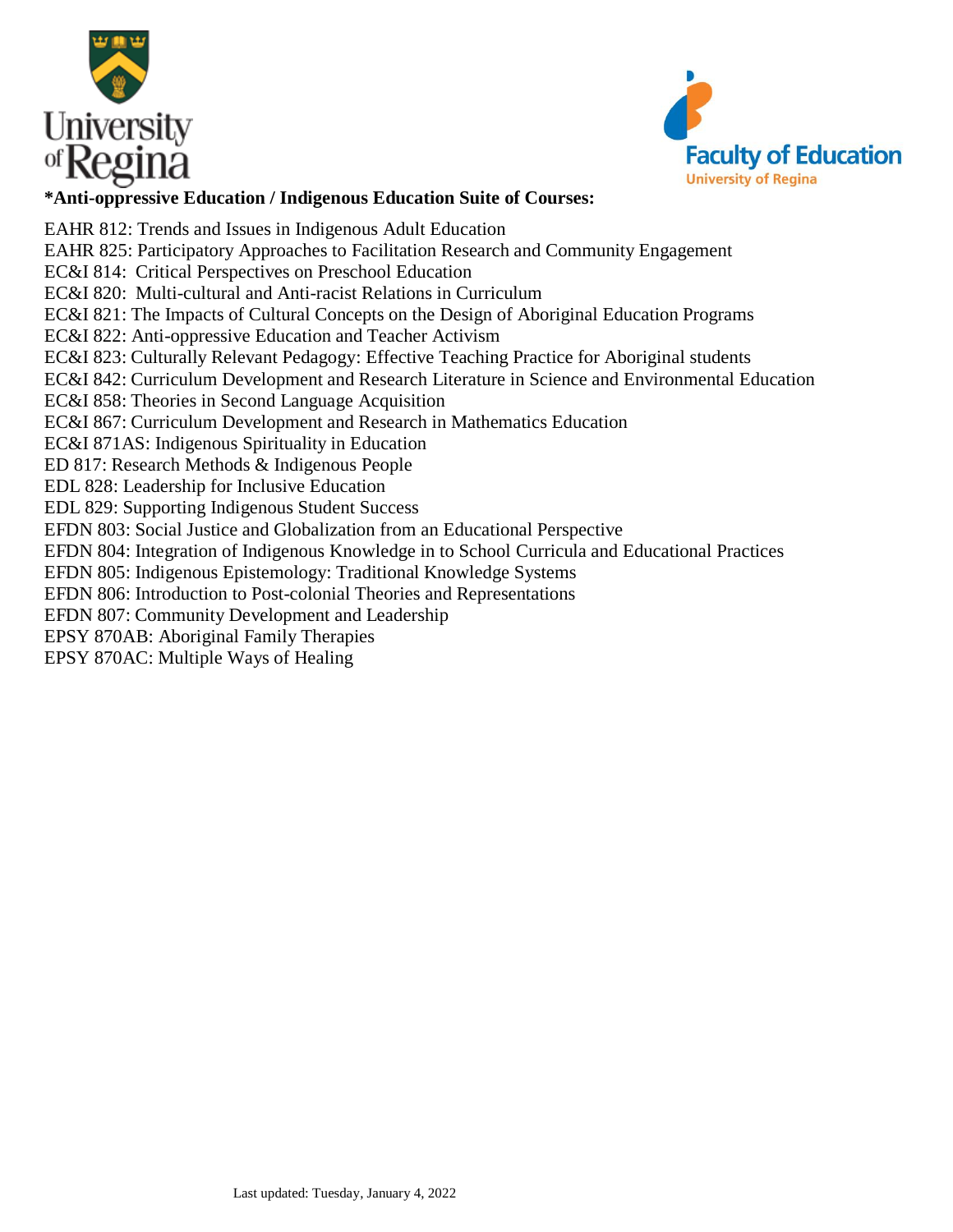**\*Anti-oppressive Education / Indigenous Education Suite of Courses:**

EAHR 812: Trends and Issues in Indigenous Adult Education
EAHR 825: Participatory Approaches to Facilitation Research and Community Engagement
EC&I 814: Critical Perspectives on Preschool Education
EC&I 820: Multi-cultural and Anti-racist Relations in Curriculum
EC&I 821: The Impacts of Cultural Concepts on the Design of Aboriginal Education Programs
EC&I 822: Anti-oppressive Education and Teacher Activism
EC&I 823: Culturally Relevant Pedagogy: Effective Teaching Practice for Aboriginal students
EC&I 842: Curriculum Development and Research Literature in Science and Environmental Education
EC&I 858: Theories in Second Language Acquisition
EC&I 867: Curriculum Development and Research in Mathematics Education
EC&I 871AS: Indigenous Spirituality in Education
ED 817: Research Methods & Indigenous People
EDL 828: Leadership for Inclusive Education
EDL 829: Supporting Indigenous Student Success
EFDN 803: Social Justice and Globalization from an Educational Perspective
EFDN 804: Integration of Indigenous Knowledge in to School Curricula and Educational Practices
EFDN 805: Indigenous Epistemology: Traditional Knowledge Systems
EFDN 806: Introduction to Post-colonial Theories and Representations
EFDN 807: Community Development and Leadership
EPSY 870AB: Aboriginal Family Therapies
EPSY 870AC: Multiple Ways of Healing

Last updated: Tuesday, January 4, 2022